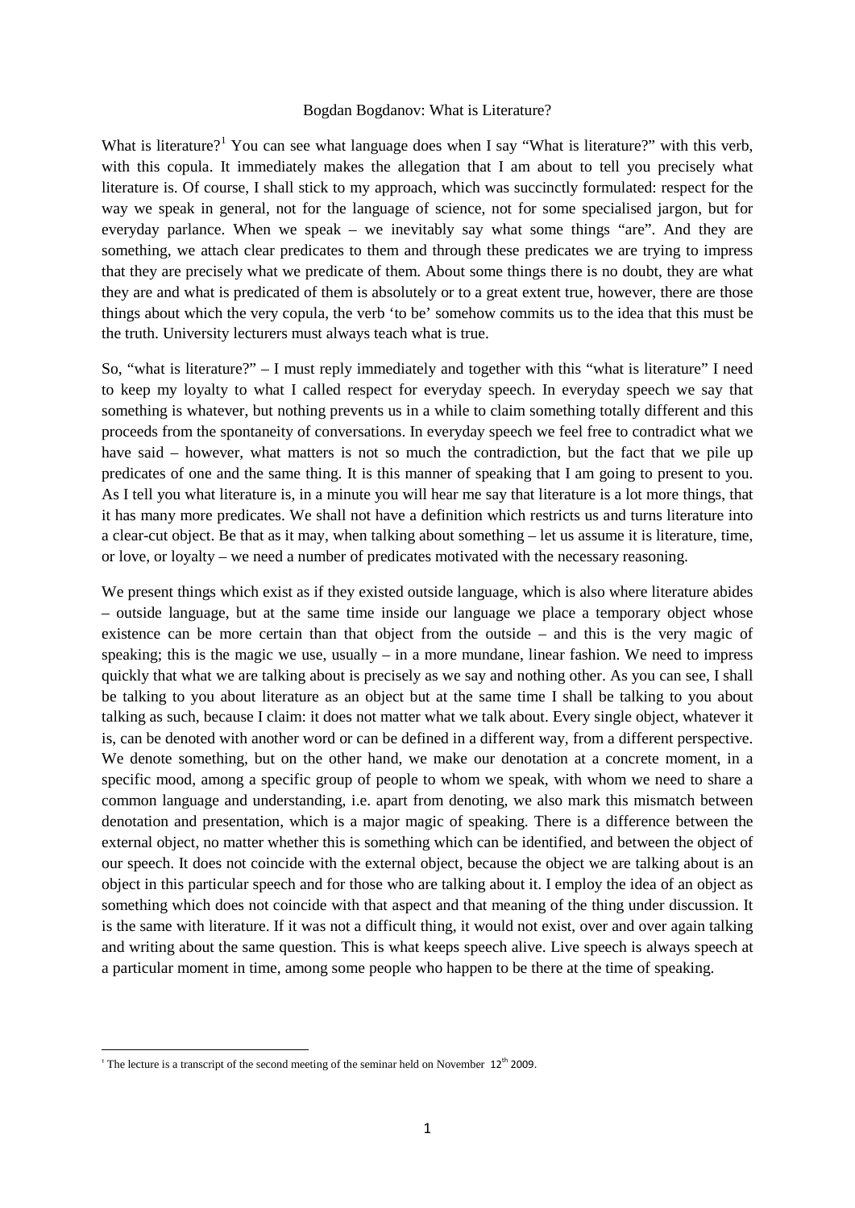# Bogdan Bogdanov: What is Literature?

What is literature?[1] You can see what language does when I say "What is literature?" with this verb, with this copula. It immediately makes the allegation that I am about to tell you precisely what literature is. Of course, I shall stick to my approach, which was succinctly formulated: respect for the way we speak in general, not for the language of science, not for some specialised jargon, but for everyday parlance. When we speak – we inevitably say what some things "are". And they are something, we attach clear predicates to them and through these predicates we are trying to impress that they are precisely what we predicate of them. About some things there is no doubt, they are what they are and what is predicated of them is absolutely or to a great extent true, however, there are those things about which the very copula, the verb 'to be' somehow commits us to the idea that this must be the truth. University lecturers must always teach what is true.

So, "what is literature?" – I must reply immediately and together with this "what is literature" I need to keep my loyalty to what I called respect for everyday speech. In everyday speech we say that something is whatever, but nothing prevents us in a while to claim something totally different and this proceeds from the spontaneity of conversations. In everyday speech we feel free to contradict what we have said – however, what matters is not so much the contradiction, but the fact that we pile up predicates of one and the same thing. It is this manner of speaking that I am going to present to you. As I tell you what literature is, in a minute you will hear me say that literature is a lot more things, that it has many more predicates. We shall not have a definition which restricts us and turns literature into a clear-cut object. Be that as it may, when talking about something – let us assume it is literature, time, or love, or loyalty – we need a number of predicates motivated with the necessary reasoning.

We present things which exist as if they existed outside language, which is also where literature abides – outside language, but at the same time inside our language we place a temporary object whose existence can be more certain than that object from the outside – and this is the very magic of speaking; this is the magic we use, usually – in a more mundane, linear fashion. We need to impress quickly that what we are talking about is precisely as we say and nothing other. As you can see, I shall be talking to you about literature as an object but at the same time I shall be talking to you about talking as such, because I claim: it does not matter what we talk about. Every single object, whatever it is, can be denoted with another word or can be defined in a different way, from a different perspective. We denote something, but on the other hand, we make our denotation at a concrete moment, in a specific mood, among a specific group of people to whom we speak, with whom we need to share a common language and understanding, i.e. apart from denoting, we also mark this mismatch between denotation and presentation, which is a major magic of speaking. There is a difference between the external object, no matter whether this is something which can be identified, and between the object of our speech. It does not coincide with the external object, because the object we are talking about is an object in this particular speech and for those who are talking about it. I employ the idea of an object as something which does not coincide with that aspect and that meaning of the thing under discussion. It is the same with literature. If it was not a difficult thing, it would not exist, over and over again talking and writing about the same question. This is what keeps speech alive. Live speech is always speech at a particular moment in time, among some people who happen to be there at the time of speaking.

---

[1] The lecture is a transcript of the second meeting of the seminar held on November 12th 2009.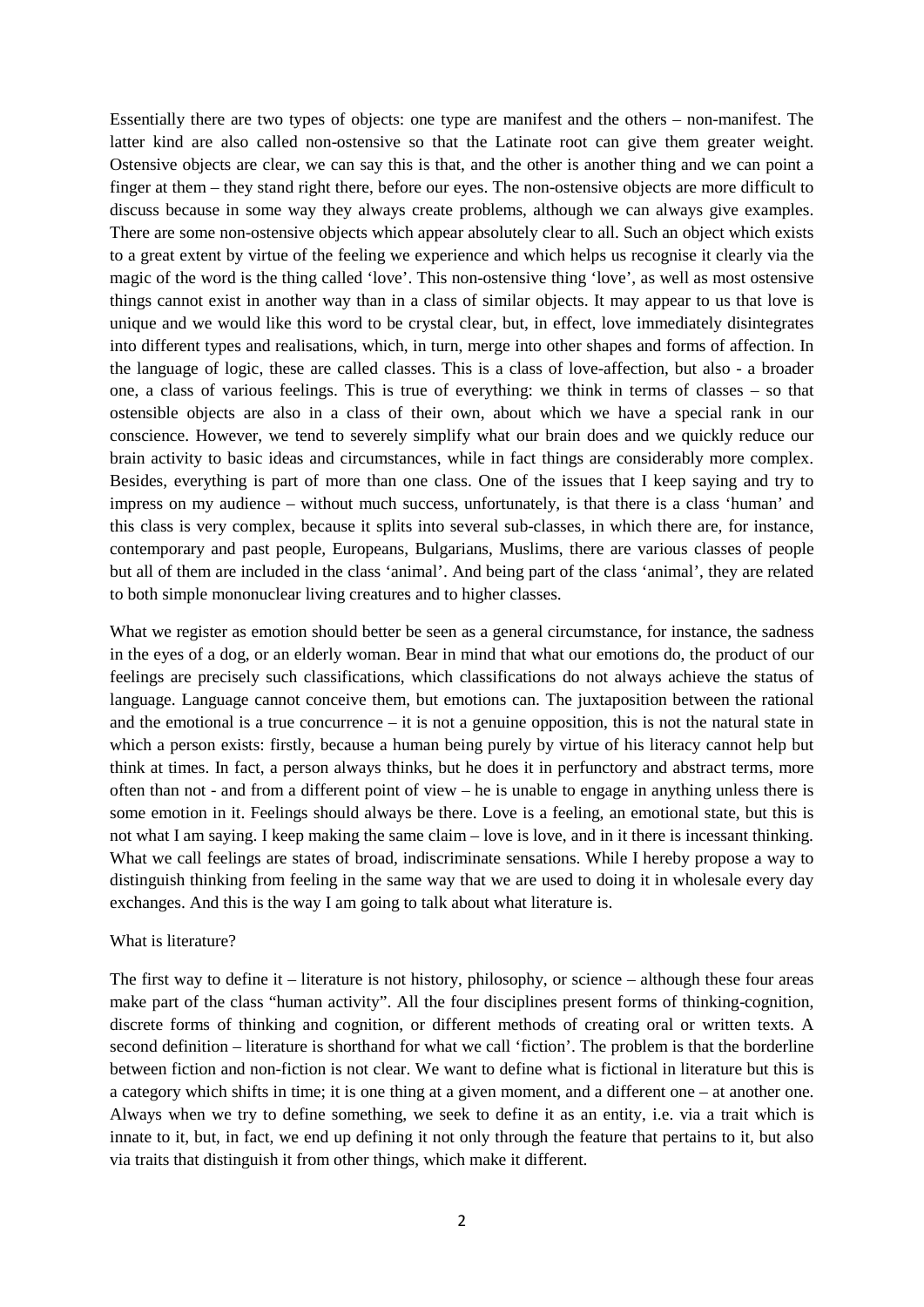Essentially there are two types of objects: one type are manifest and the others – non-manifest. The latter kind are also called non-ostensive so that the Latinate root can give them greater weight. Ostensive objects are clear, we can say this is that, and the other is another thing and we can point a finger at them – they stand right there, before our eyes. The non-ostensive objects are more difficult to discuss because in some way they always create problems, although we can always give examples. There are some non-ostensive objects which appear absolutely clear to all. Such an object which exists to a great extent by virtue of the feeling we experience and which helps us recognise it clearly via the magic of the word is the thing called 'love'. This non-ostensive thing 'love', as well as most ostensive things cannot exist in another way than in a class of similar objects. It may appear to us that love is unique and we would like this word to be crystal clear, but, in effect, love immediately disintegrates into different types and realisations, which, in turn, merge into other shapes and forms of affection. In the language of logic, these are called classes. This is a class of love-affection, but also - a broader one, a class of various feelings. This is true of everything: we think in terms of classes – so that ostensible objects are also in a class of their own, about which we have a special rank in our conscience. However, we tend to severely simplify what our brain does and we quickly reduce our brain activity to basic ideas and circumstances, while in fact things are considerably more complex. Besides, everything is part of more than one class. One of the issues that I keep saying and try to impress on my audience – without much success, unfortunately, is that there is a class 'human' and this class is very complex, because it splits into several sub-classes, in which there are, for instance, contemporary and past people, Europeans, Bulgarians, Muslims, there are various classes of people but all of them are included in the class 'animal'. And being part of the class 'animal', they are related to both simple mononuclear living creatures and to higher classes.

What we register as emotion should better be seen as a general circumstance, for instance, the sadness in the eyes of a dog, or an elderly woman. Bear in mind that what our emotions do, the product of our feelings are precisely such classifications, which classifications do not always achieve the status of language. Language cannot conceive them, but emotions can. The juxtaposition between the rational and the emotional is a true concurrence – it is not a genuine opposition, this is not the natural state in which a person exists: firstly, because a human being purely by virtue of his literacy cannot help but think at times. In fact, a person always thinks, but he does it in perfunctory and abstract terms, more often than not - and from a different point of view – he is unable to engage in anything unless there is some emotion in it. Feelings should always be there. Love is a feeling, an emotional state, but this is not what I am saying. I keep making the same claim – love is love, and in it there is incessant thinking. What we call feelings are states of broad, indiscriminate sensations. While I hereby propose a way to distinguish thinking from feeling in the same way that we are used to doing it in wholesale every day exchanges. And this is the way I am going to talk about what literature is.

What is literature?

The first way to define it – literature is not history, philosophy, or science – although these four areas make part of the class "human activity". All the four disciplines present forms of thinking-cognition, discrete forms of thinking and cognition, or different methods of creating oral or written texts. A second definition – literature is shorthand for what we call 'fiction'. The problem is that the borderline between fiction and non-fiction is not clear. We want to define what is fictional in literature but this is a category which shifts in time; it is one thing at a given moment, and a different one – at another one. Always when we try to define something, we seek to define it as an entity, i.e. via a trait which is innate to it, but, in fact, we end up defining it not only through the feature that pertains to it, but also via traits that distinguish it from other things, which make it different.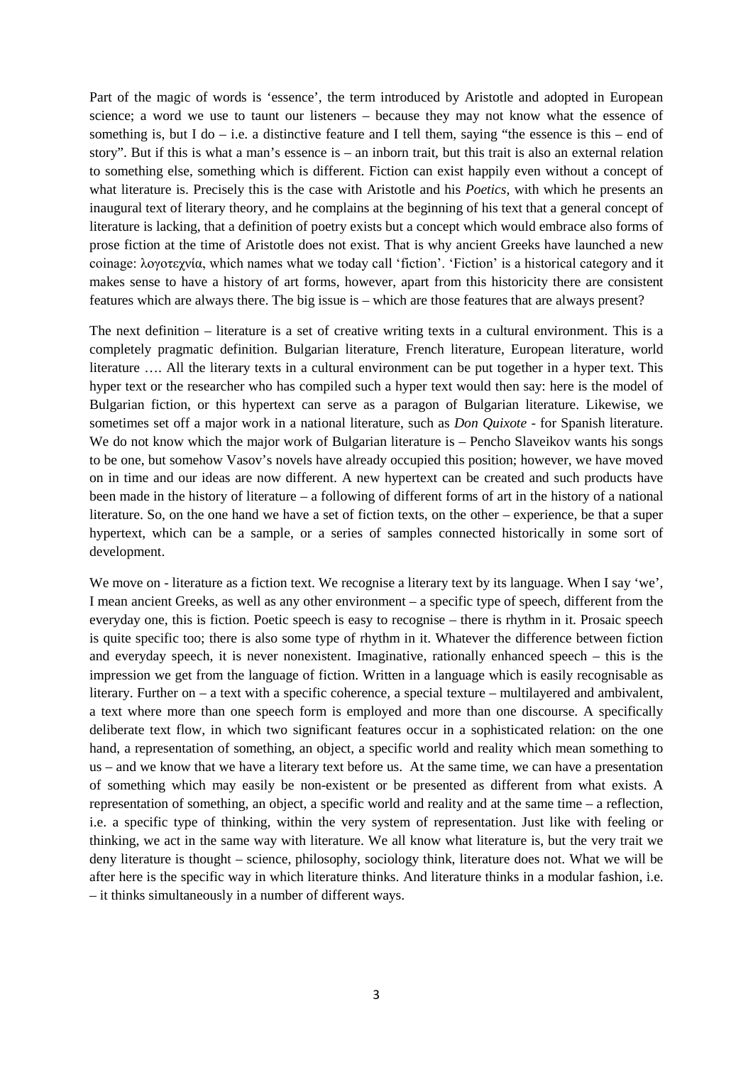Part of the magic of words is 'essence', the term introduced by Aristotle and adopted in European science; a word we use to taunt our listeners – because they may not know what the essence of something is, but I do – i.e. a distinctive feature and I tell them, saying "the essence is this – end of story". But if this is what a man's essence is – an inborn trait, but this trait is also an external relation to something else, something which is different. Fiction can exist happily even without a concept of what literature is. Precisely this is the case with Aristotle and his *Poetics*, with which he presents an inaugural text of literary theory, and he complains at the beginning of his text that a general concept of literature is lacking, that a definition of poetry exists but a concept which would embrace also forms of prose fiction at the time of Aristotle does not exist. That is why ancient Greeks have launched a new coinage: λογοτεχνία, which names what we today call 'fiction'. 'Fiction' is a historical category and it makes sense to have a history of art forms, however, apart from this historicity there are consistent features which are always there. The big issue is – which are those features that always present?

The next definition – literature is a set of creative writing texts in a cultural environment. This is a completely pragmatic definition. Bulgarian literature, French literature, European literature, world literature …. All the literary texts in a cultural environment can be put together in a hyper text. This hyper text or the researcher who has compiled such a hyper text would then say: here is the model of Bulgarian fiction, or this hypertext can serve as a paragon of Bulgarian literature. Likewise, we sometimes set off a major work in a national literature, such as *Don Quixote* - for Spanish literature. We do not know which the major work of Bulgarian literature is – Pencho Slaveikov wants his songs to be one, but somehow Vasov's novels have already occupied this position; however, we have moved on in time and our ideas are now different. A new hypertext can be created and such products have been made in the history of literature – a following of different forms of art in the history of a national literature. So, on the one hand we have a set of fiction texts, on the other – experience, be that a super hypertext, which can be a sample, or a series of samples connected historically in some sort of development.

We move on - literature as a fiction text. We recognise a literary text by its language. When I say 'we', I mean ancient Greeks, as well as any other environment – a specific type of speech, different from the everyday one, this is fiction. Poetic speech is easy to recognise – there is rhythm in it. Prosaic speech is quite specific too; there is also some type of rhythm in it. Whatever the difference between fiction and everyday speech, it is never nonexistent. Imaginative, rationally enhanced speech – this is the impression we get from the language of fiction. Written in a language which is easily recognisable as literary. Further on – a text with a specific coherence, a special texture – multilayered and ambivalent, a text where more than one speech form is employed and more than one discourse. A specifically deliberate text flow, in which two significant features occur in a sophisticated relation: on the one hand, a representation of something, an object, a specific world and reality which mean something to us – and we know that we have a literary text before us. At the same time, we can have a presentation of something which may easily be non-existent or be presented as different from what exists. A representation of something, an object, a specific world and reality and at the same time – a reflection, i.e. a specific type of thinking, within the very system of representation. Just like with feeling or thinking, we act in the same way with literature. We all know what literature is, but the very trait we deny literature is thought – science, philosophy, sociology think, literature does not. What we will be after here is the specific way in which literature thinks. And literature thinks in a modular fashion, i.e. – it thinks simultaneously in a number of different ways.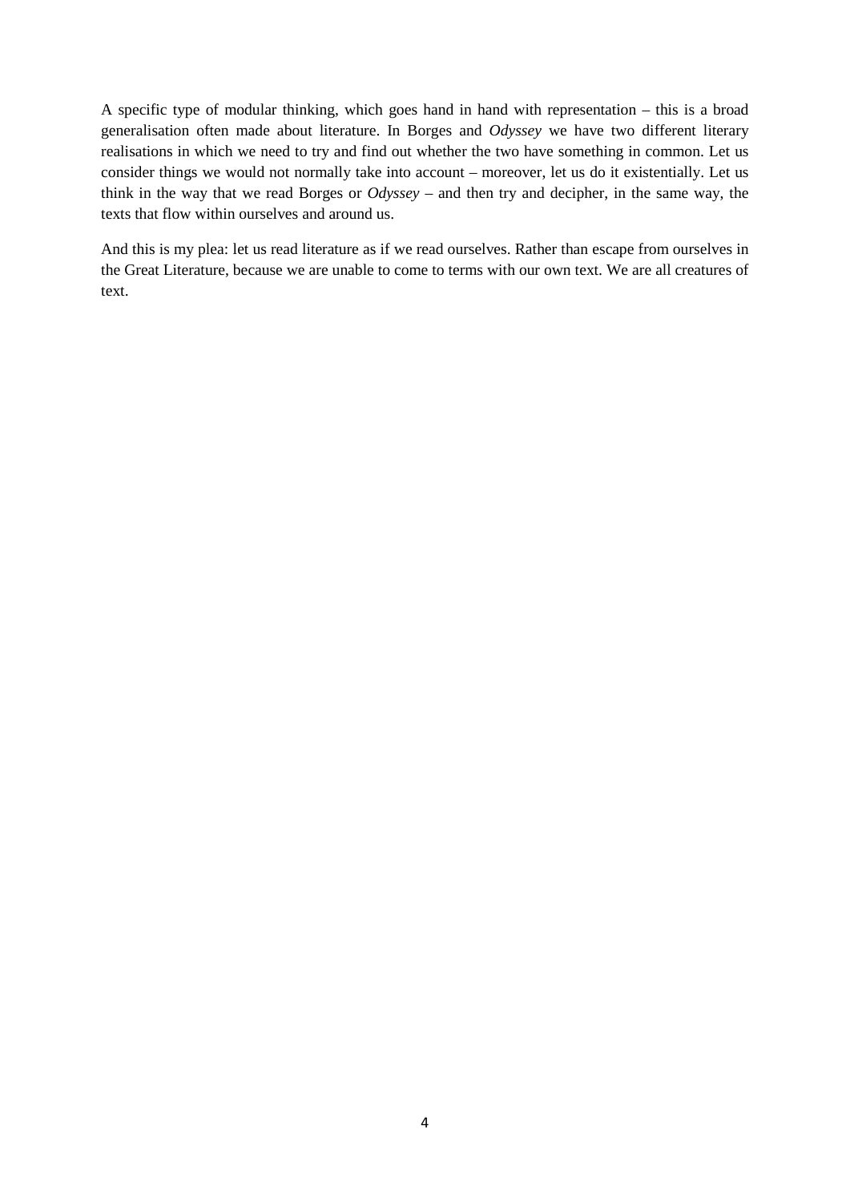A specific type of modular thinking, which goes hand in hand with representation – this is a broad generalisation often made about literature. In Borges and *Odyssey* we have two different literary realisations in which we need to try and find out whether the two have something in common. Let us consider things we would not normally take into account – moreover, let us do it existentially. Let us think in the way that we read Borges or *Odyssey* – and then try and decipher, in the same way, the texts that flow within ourselves and around us.

And this is my plea: let us read literature as if we read ourselves. Rather than escape from ourselves in the Great Literature, because we are unable to come to terms with our own text. We are all creatures of text.